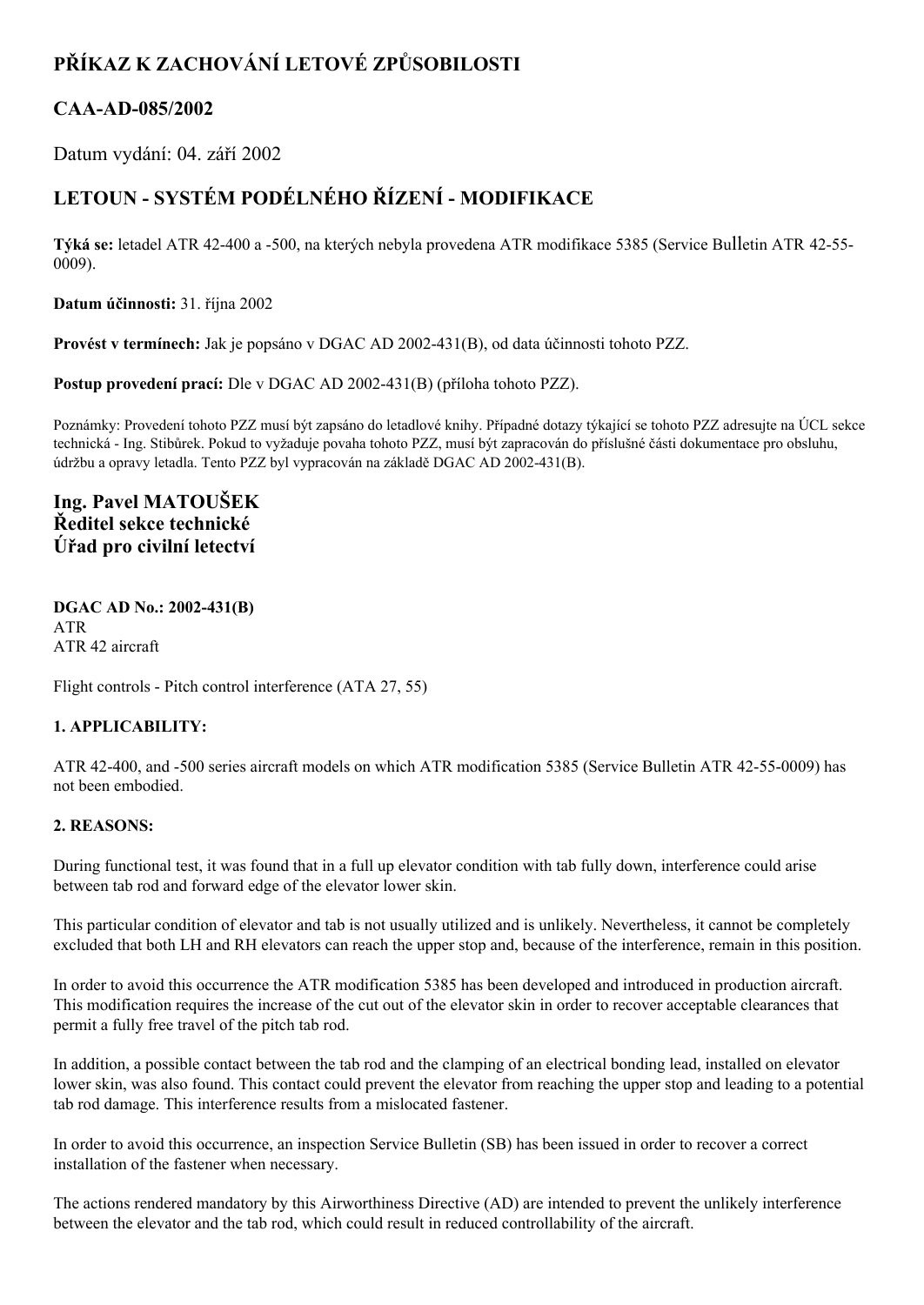# PŘÍKAZ K ZACHOVÁNÍ LETOVÉ ZPŮSOBILOSTI

## CAA-AD-085/2002

Datum vydání: 04. září 2002

## LETOUN - SYSTÉM PODÉLNÉHO ŘÍZENÍ - MODIFIKACE

**Týká se:** letadel ATR 42-400 a -500, na kterých nebyla provedena ATR modifikace 5385 (Service Bulletin ATR 42-55-0009).

**Datum účinnosti:** 31. října 2002

**Provést v termínech:** Jak je popsáno v DGAC AD 2002-431(B), od data účinnosti tohoto PZZ.

**Postup provedení prací:** Dle v DGAC AD 2002-431(B) (příloha tohoto PZZ).

Poznámky: Provedení tohoto PZZ musí být zapsáno do letadlové knihy. Případné dotazy týkající se tohoto PZZ adresujte na ÚCL sekce technická - Ing. Stibůrek. Pokud to vyžaduje povaha tohoto PZZ, musí být zapracován do příslušné části dokumentace pro obsluhu, údržbu a opravy letadla. Tento PZZ byl vypracován na základě DGAC AD 2002-431(B).

### Ing. Pavel MATOUŠEK
### Ředitel sekce technické
### Úřad pro civilní letectví

**DGAC AD No.: 2002-431(B)**
ATR
ATR 42 aircraft

Flight controls - Pitch control interference (ATA 27, 55)

**1. APPLICABILITY:**

ATR 42-400, and -500 series aircraft models on which ATR modification 5385 (Service Bulletin ATR 42-55-0009) has not been embodied.

**2. REASONS:**

During functional test, it was found that in a full up elevator condition with tab fully down, interference could arise between tab rod and forward edge of the elevator lower skin.

This particular condition of elevator and tab is not usually utilized and is unlikely. Nevertheless, it cannot be completely excluded that both LH and RH elevators can reach the upper stop and, because of the interference, remain in this position.

In order to avoid this occurrence the ATR modification 5385 has been developed and introduced in production aircraft. This modification requires the increase of the cut out of the elevator skin in order to recover acceptable clearances that permit a fully free travel of the pitch tab rod.

In addition, a possible contact between the tab rod and the clamping of an electrical bonding lead, installed on elevator lower skin, was also found. This contact could prevent the elevator from reaching the upper stop and leading to a potential tab rod damage. This interference results from a mislocated fastener.

In order to avoid this occurrence, an inspection Service Bulletin (SB) has been issued in order to recover a correct installation of the fastener when necessary.

The actions rendered mandatory by this Airworthiness Directive (AD) are intended to prevent the unlikely interference between the elevator and the tab rod, which could result in reduced controllability of the aircraft.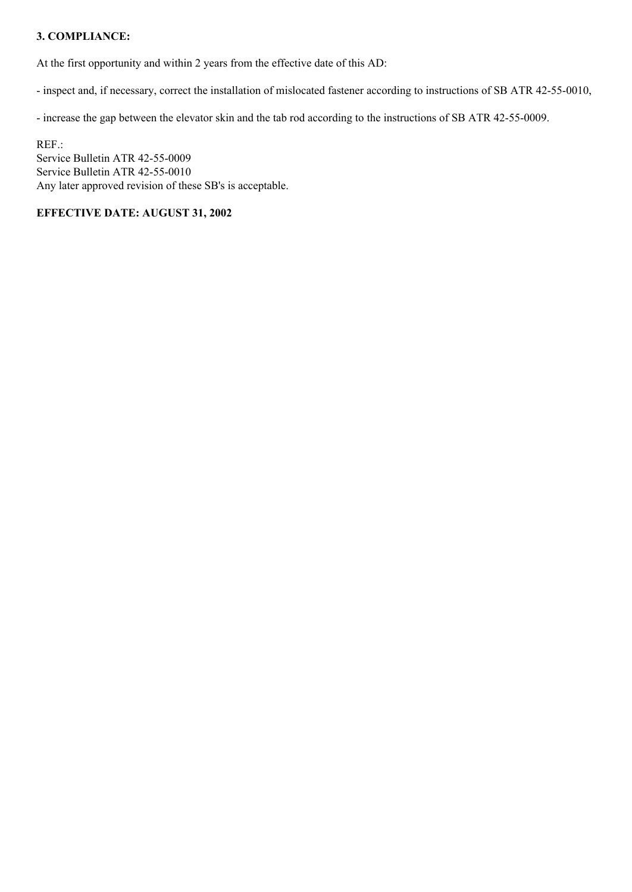**3. COMPLIANCE:**

At the first opportunity and within 2 years from the effective date of this AD:

- inspect and, if necessary, correct the installation of mislocated fastener according to instructions of SB ATR 42-55-0010,

- increase the gap between the elevator skin and the tab rod according to the instructions of SB ATR 42-55-0009.

REF.:
Service Bulletin ATR 42-55-0009
Service Bulletin ATR 42-55-0010
Any later approved revision of these SB's is acceptable.

**EFFECTIVE DATE: AUGUST 31, 2002**